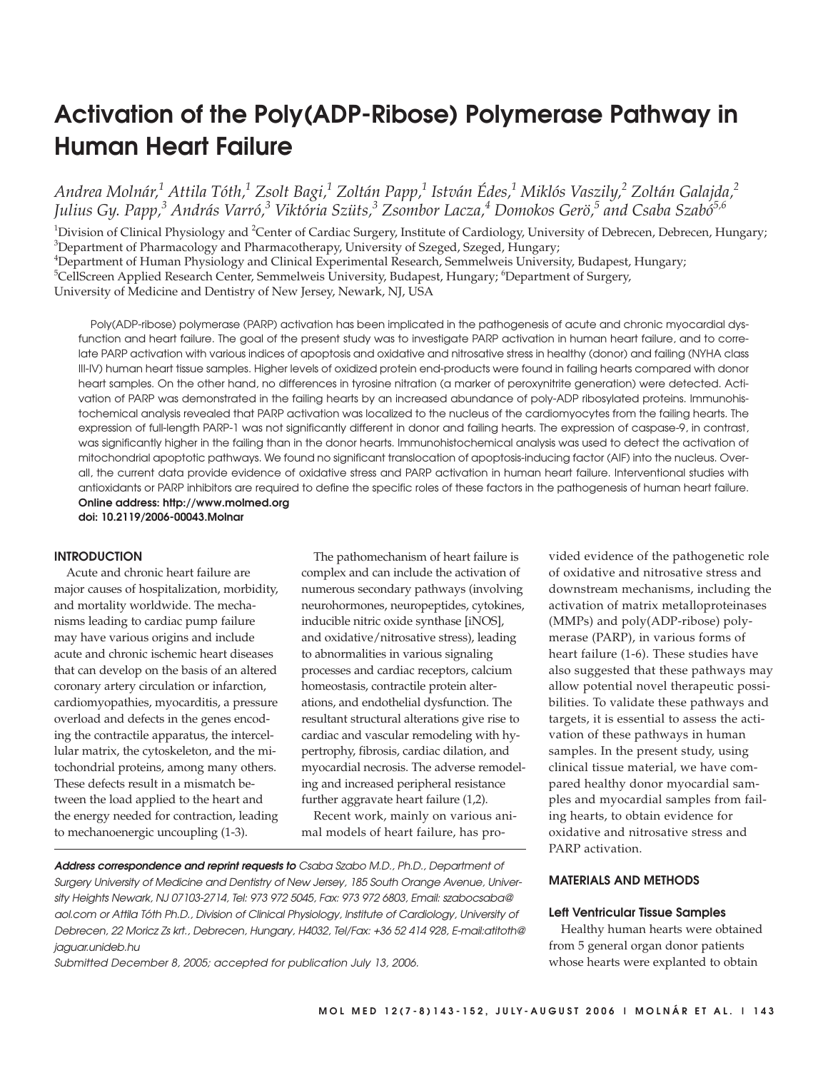# Activation of the Poly(ADP-Ribose) Polymerase Pathway in Human Heart Failure

*Andrea Molnár,[1] Attila Tóth,[1] Zsolt Bagi,[1] Zoltán Papp,[1] István Édes,[1] Miklós Vaszily,[2] Zoltán Galajda,[2] Julius Gy. Papp,[3] András Varró,[3] Viktória Szüts,[3] Zsombor Lacza,[4] Domokos Gerö,[5] and Csaba Szabó[5,6]*

[1]Division of Clinical Physiology and [2]Center of Cardiac Surgery, Institute of Cardiology, University of Debrecen, Debrecen, Hungary; [3]Department of Pharmacology and Pharmacotherapy, University of Szeged, Szeged, Hungary;
[4]Department of Human Physiology and Clinical Experimental Research, Semmelweis University, Budapest, Hungary;
[5]CellScreen Applied Research Center, Semmelweis University, Budapest, Hungary; [6]Department of Surgery, University of Medicine and Dentistry of New Jersey, Newark, NJ, USA

Poly(ADP-ribose) polymerase (PARP) activation has been implicated in the pathogenesis of acute and chronic myocardial dysfunction and heart failure. The goal of the present study was to investigate PARP activation in human heart failure, and to correlate PARP activation with various indices of apoptosis and oxidative and nitrosative stress in healthy (donor) and failing (NYHA class III-IV) human heart tissue samples. Higher levels of oxidized protein end-products were found in failing hearts compared with donor heart samples. On the other hand, no differences in tyrosine nitration (a marker of peroxynitrite generation) were detected. Activation of PARP was demonstrated in the failing hearts by an increased abundance of poly-ADP ribosylated proteins. Immunohistochemical analysis revealed that PARP activation was localized to the nucleus of the cardiomyocytes from the failing hearts. The expression of full-length PARP-1 was not significantly different in donor and failing hearts. The expression of caspase-9, in contrast, was significantly higher in the failing than in the donor hearts. Immunohistochemical analysis was used to detect the activation of mitochondrial apoptotic pathways. We found no significant translocation of apoptosis-inducing factor (AIF) into the nucleus. Overall, the current data provide evidence of oxidative stress and PARP activation in human heart failure. Interventional studies with antioxidants or PARP inhibitors are required to define the specific roles of these factors in the pathogenesis of human heart failure.
**Online address: http://www.molmed.org**
**doi: 10.2119/2006-00043.Molnar**

## INTRODUCTION

Acute and chronic heart failure are major causes of hospitalization, morbidity, and mortality worldwide. The mechanisms leading to cardiac pump failure may have various origins and include acute and chronic ischemic heart diseases that can develop on the basis of an altered coronary artery circulation or infarction, cardiomyopathies, myocarditis, a pressure overload and defects in the genes encoding the contractile apparatus, the intercellular matrix, the cytoskeleton, and the mitochondrial proteins, among many others. These defects result in a mismatch between the load applied to the heart and the energy needed for contraction, leading to mechanoenergic uncoupling (1-3).

The pathomechanism of heart failure is complex and can include the activation of numerous secondary pathways (involving neurohormones, neuropeptides, cytokines, inducible nitric oxide synthase [iNOS], and oxidative/nitrosative stress), leading to abnormalities in various signaling processes and cardiac receptors, calcium homeostasis, contractile protein alterations, and endothelial dysfunction. The resultant structural alterations give rise to cardiac and vascular remodeling with hypertrophy, fibrosis, cardiac dilation, and myocardial necrosis. The adverse remodeling and increased peripheral resistance further aggravate heart failure (1,2).

Recent work, mainly on various animal models of heart failure, has provided evidence of the pathogenetic role of oxidative and nitrosative stress and downstream mechanisms, including the activation of matrix metalloproteinases (MMPs) and poly(ADP-ribose) polymerase (PARP), in various forms of heart failure (1-6). These studies have also suggested that these pathways may allow potential novel therapeutic possibilities. To validate these pathways and targets, it is essential to assess the activation of these pathways in human samples. In the present study, using clinical tissue material, we have compared healthy donor myocardial samples and myocardial samples from failing hearts, to obtain evidence for oxidative and nitrosative stress and PARP activation.

*Address correspondence and reprint requests to Csaba Szabo M.D., Ph.D., Department of Surgery University of Medicine and Dentistry of New Jersey, 185 South Orange Avenue, University Heights Newark, NJ 07103-2714, Tel: 973 972 5045, Fax: 973 972 6803, Email: szabocsaba@aol.com or Attila Tóth Ph.D., Division of Clinical Physiology, Institute of Cardiology, University of Debrecen, 22 Moricz Zs krt., Debrecen, Hungary, H4032, Tel/Fax: +36 52 414 928, E-mail:atitoth@jaguar.unideb.hu*

*Submitted December 8, 2005; accepted for publication July 13, 2006.*

## MATERIALS AND METHODS

### Left Ventricular Tissue Samples

Healthy human hearts were obtained from 5 general organ donor patients whose hearts were explanted to obtain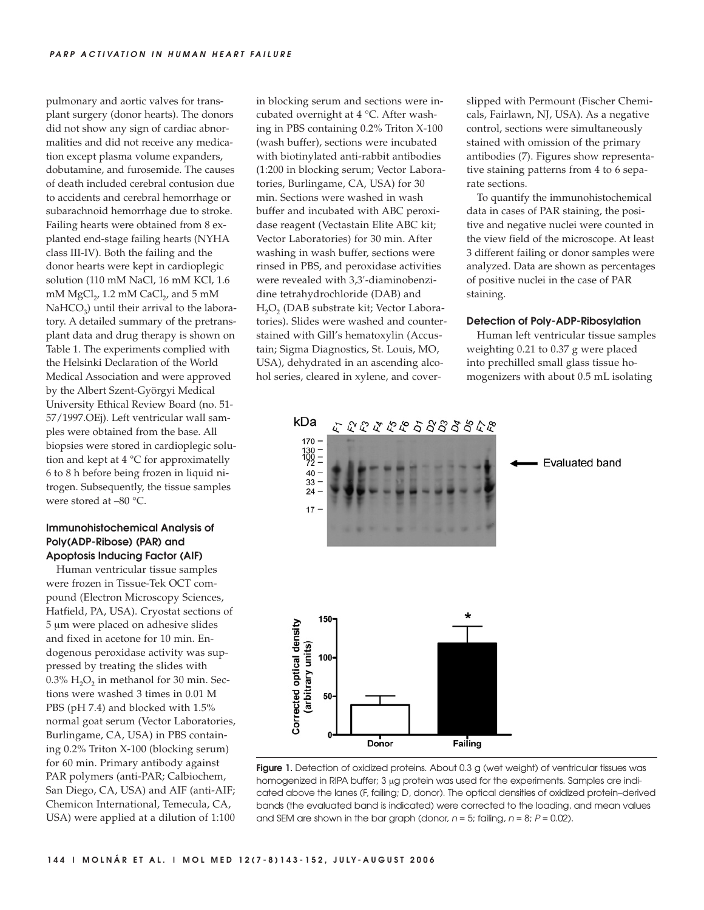pulmonary and aortic valves for transplant surgery (donor hearts). The donors did not show any sign of cardiac abnormalities and did not receive any medication except plasma volume expanders, dobutamine, and furosemide. The causes of death included cerebral contusion due to accidents and cerebral hemorrhage or subarachnoid hemorrhage due to stroke. Failing hearts were obtained from 8 explanted end-stage failing hearts (NYHA class III-IV). Both the failing and the donor hearts were kept in cardioplegic solution (110 mM NaCl, 16 mM KCl, 1.6 mM $MgCl_2$, 1.2 mM $CaCl_2$, and 5 mM $NaHCO_3$) until their arrival to the laboratory. A detailed summary of the pretransplant data and drug therapy is shown on Table 1. The experiments complied with the Helsinki Declaration of the World Medical Association and were approved by the Albert Szent-Györgyi Medical University Ethical Review Board (no. 51-57/1997.OEj). Left ventricular wall samples were obtained from the base. All biopsies were stored in cardioplegic solution and kept at 4 °C for approximatelly 6 to 8 h before being frozen in liquid nitrogen. Subsequently, the tissue samples were stored at –80 °C.

### Immunohistochemical Analysis of Poly(ADP-Ribose) (PAR) and Apoptosis Inducing Factor (AIF)

Human ventricular tissue samples were frozen in Tissue-Tek OCT compound (Electron Microscopy Sciences, Hatfield, PA, USA). Cryostat sections of 5 μm were placed on adhesive slides and fixed in acetone for 10 min. Endogenous peroxidase activity was suppressed by treating the slides with 0.3% $H_2O_2$ in methanol for 30 min. Sections were washed 3 times in 0.01 M PBS (pH 7.4) and blocked with 1.5% normal goat serum (Vector Laboratories, Burlingame, CA, USA) in PBS containing 0.2% Triton X-100 (blocking serum) for 60 min. Primary antibody against PAR polymers (anti-PAR; Calbiochem, San Diego, CA, USA) and AIF (anti-AIF; Chemicon International, Temecula, CA, USA) were applied at a dilution of 1:100 in blocking serum and sections were incubated overnight at 4 °C. After washing in PBS containing 0.2% Triton X-100 (wash buffer), sections were incubated with biotinylated anti-rabbit antibodies (1:200 in blocking serum; Vector Laboratories, Burlingame, CA, USA) for 30 min. Sections were washed in wash buffer and incubated with ABC peroxidase reagent (Vectastain Elite ABC kit; Vector Laboratories) for 30 min. After washing in wash buffer, sections were rinsed in PBS, and peroxidase activities were revealed with 3,3′-diaminobenzidine tetrahydrochloride (DAB) and $H_2O_2$ (DAB substrate kit; Vector Laboratories). Slides were washed and counterstained with Gill's hematoxylin (Accustain; Sigma Diagnostics, St. Louis, MO, USA), dehydrated in an ascending alcohol series, cleared in xylene, and coverslipped with Permount (Fischer Chemicals, Fairlawn, NJ, USA). As a negative control, sections were simultaneously stained with omission of the primary antibodies (7). Figures show representative staining patterns from 4 to 6 separate sections.

To quantify the immunohistochemical data in cases of PAR staining, the positive and negative nuclei were counted in the view field of the microscope. At least 3 different failing or donor samples were analyzed. Data are shown as percentages of positive nuclei in the case of PAR staining.

### Detection of Poly-ADP-Ribosylation

Human left ventricular tissue samples weighting 0.21 to 0.37 g were placed into prechilled small glass tissue homogenizers with about 0.5 mL isolating

**Figure 1.** Detection of oxidized proteins. About 0.3 g (wet weight) of ventricular tissues was homogenized in RIPA buffer; 3 μg protein was used for the experiments. Samples are indicated above the lanes (F, failing; D, donor). The optical densities of oxidized protein–derived bands (the evaluated band is indicated) were corrected to the loading, and mean values and SEM are shown in the bar graph (donor, $n = 5$; failing, $n = 8$; $P = 0.02$).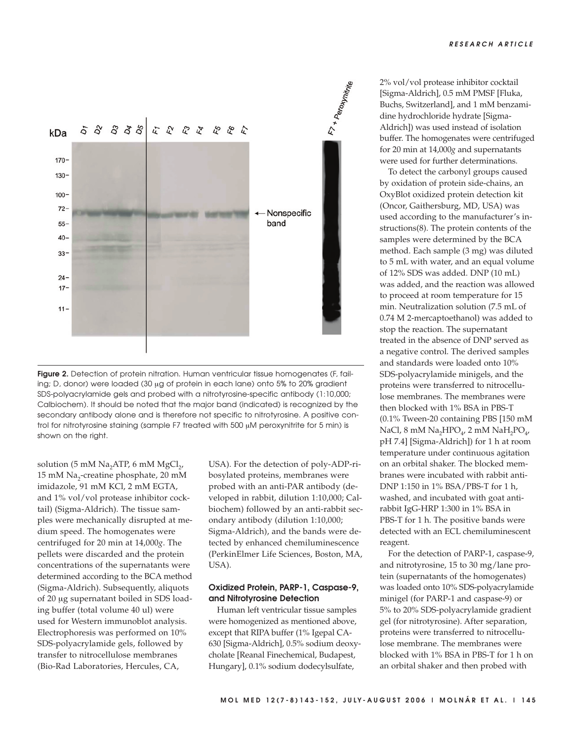Figure 2. Detection of protein nitration. Human ventricular tissue homogenates (F, failing; D, donor) were loaded (30 μg of protein in each lane) onto 5% to 20% gradient SDS-polyacrylamide gels and probed with a nitrotyrosine-specific antibody (1:10,000; Calbiochem). It should be noted that the major band (indicated) is recognized by the secondary antibody alone and is therefore not specific to nitrotyrosine. A positive control for nitrotyrosine staining (sample F7 treated with 500 μM peroxynitrite for 5 min) is shown on the right.

solution (5 mM $Na_2ATP$, 6 mM $MgCl_2$, 15 mM $Na_2$-creatine phosphate, 20 mM imidazole, 91 mM KCl, 2 mM EGTA, and 1% vol/vol protease inhibitor cocktail) (Sigma-Aldrich). The tissue samples were mechanically disrupted at medium speed. The homogenates were centrifuged for 20 min at 14,000*g*. The pellets were discarded and the protein concentrations of the supernatants were determined according to the BCA method (Sigma-Aldrich). Subsequently, aliquots of 20 μg supernatant boiled in SDS loading buffer (total volume 40 ul) were used for Western immunoblot analysis. Electrophoresis was performed on 10% SDS-polyacrylamide gels, followed by transfer to nitrocellulose membranes (Bio-Rad Laboratories, Hercules, CA, USA). For the detection of poly-ADP-ribosylated proteins, membranes were probed with an anti-PAR antibody (developed in rabbit, dilution 1:10,000; Calbiochem) followed by an anti-rabbit secondary antibody (dilution 1:10,000; Sigma-Aldrich), and the bands were detected by enhanced chemiluminescence (PerkinElmer Life Sciences, Boston, MA, USA).

### Oxidized Protein, PARP-1, Caspase-9, and Nitrotyrosine Detection

Human left ventricular tissue samples were homogenized as mentioned above, except that RIPA buffer (1% Igepal CA-630 [Sigma-Aldrich], 0.5% sodium deoxycholate [Reanal Finechemical, Budapest, Hungary], 0.1% sodium dodecylsulfate, 2% vol/vol protease inhibitor cocktail [Sigma-Aldrich], 0.5 mM PMSF [Fluka, Buchs, Switzerland], and 1 mM benzamidine hydrochloride hydrate [Sigma-Aldrich]) was used instead of isolation buffer. The homogenates were centrifuged for 20 min at 14,000*g* and supernatants were used for further determinations.

To detect the carbonyl groups caused by oxidation of protein side-chains, an OxyBlot oxidized protein detection kit (Oncor, Gaithersburg, MD, USA) was used according to the manufacturer's instructions(8). The protein contents of the samples were determined by the BCA method. Each sample (3 mg) was diluted to 5 mL with water, and an equal volume of 12% SDS was added. DNP (10 mL) was added, and the reaction was allowed to proceed at room temperature for 15 min. Neutralization solution (7.5 mL of 0.74 M 2-mercaptoethanol) was added to stop the reaction. The supernatant treated in the absence of DNP served as a negative control. The derived samples and standards were loaded onto 10% SDS-polyacrylamide minigels, and the proteins were transferred to nitrocellulose membranes. The membranes were then blocked with 1% BSA in PBS-T (0.1% Tween-20 containing PBS [150 mM NaCl, 8 mM $Na_2HPO_4$, 2 mM $NaH_2PO_4$, pH 7.4] [Sigma-Aldrich]) for 1 h at room temperature under continuous agitation on an orbital shaker. The blocked membranes were incubated with rabbit anti-DNP 1:150 in 1% BSA/PBS-T for 1 h, washed, and incubated with goat anti-rabbit IgG-HRP 1:300 in 1% BSA in PBS-T for 1 h. The positive bands were detected with an ECL chemiluminescent reagent.

For the detection of PARP-1, caspase-9, and nitrotyrosine, 15 to 30 mg/lane protein (supernatants of the homogenates) was loaded onto 10% SDS-polyacrylamide minigel (for PARP-1 and caspase-9) or 5% to 20% SDS-polyacrylamide gradient gel (for nitrotyrosine). After separation, proteins were transferred to nitrocellulose membrane. The membranes were blocked with 1% BSA in PBS-T for 1 h on an orbital shaker and then probed with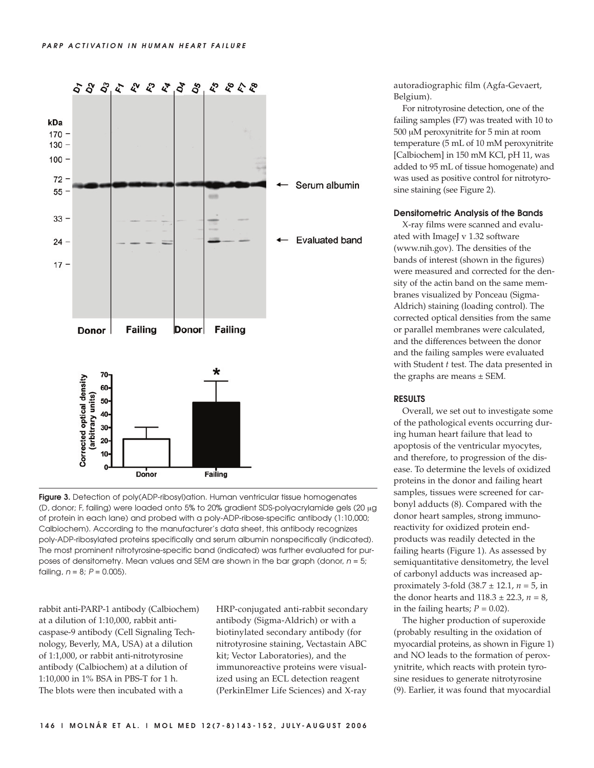Figure 3. Detection of poly(ADP-ribosyl)ation. Human ventricular tissue homogenates (D, donor; F, failing) were loaded onto 5% to 20% gradient SDS-polyacrylamide gels (20 μg of protein in each lane) and probed with a poly-ADP-ribose-specific antibody (1:10,000; Calbiochem). According to the manufacturer's data sheet, this antibody recognizes poly-ADP-ribosylated proteins specifically and serum albumin nonspecifically (indicated). The most prominent nitrotyrosine-specific band (indicated) was further evaluated for purposes of densitometry. Mean values and SEM are shown in the bar graph (donor, $n = 5$; failing, $n = 8$; $P = 0.005$).

rabbit anti-PARP-1 antibody (Calbiochem) at a dilution of 1:10,000, rabbit anti-caspase-9 antibody (Cell Signaling Technology, Beverly, MA, USA) at a dilution of 1:1,000, or rabbit anti-nitrotyrosine antibody (Calbiochem) at a dilution of 1:10,000 in 1% BSA in PBS-T for 1 h. The blots were then incubated with a HRP-conjugated anti-rabbit secondary antibody (Sigma-Aldrich) or with a biotinylated secondary antibody (for nitrotyrosine staining, Vectastain ABC kit; Vector Laboratories), and the immunoreactive proteins were visualized using an ECL detection reagent (PerkinElmer Life Sciences) and X-ray autoradiographic film (Agfa-Gevaert, Belgium).

For nitrotyrosine detection, one of the failing samples (F7) was treated with 10 to 500 μM peroxynitrite for 5 min at room temperature (5 mL of 10 mM peroxynitrite [Calbiochem] in 150 mM KCl, pH 11, was added to 95 mL of tissue homogenate) and was used as positive control for nitrotyrosine staining (see Figure 2).

### Densitometric Analysis of the Bands

X-ray films were scanned and evaluated with ImageJ v 1.32 software (www.nih.gov). The densities of the bands of interest (shown in the figures) were measured and corrected for the density of the actin band on the same membranes visualized by Ponceau (Sigma-Aldrich) staining (loading control). The corrected optical densities from the same or parallel membranes were calculated, and the differences between the donor and the failing samples were evaluated with Student *t* test. The data presented in the graphs are means ± SEM.

## RESULTS

Overall, we set out to investigate some of the pathological events occurring during human heart failure that lead to apoptosis of the ventricular myocytes, and therefore, to progression of the disease. To determine the levels of oxidized proteins in the donor and failing heart samples, tissues were screened for carbonyl adducts (8). Compared with the donor heart samples, strong immunoreactivity for oxidized protein end-products was readily detected in the failing hearts (Figure 1). As assessed by semiquantitative densitometry, the level of carbonyl adducts was increased approximately 3-fold ($38.7 \pm 12.1$, $n = 5$, in the donor hearts and $118.3 \pm 22.3$, $n = 8$, in the failing hearts; $P = 0.02$).

The higher production of superoxide (probably resulting in the oxidation of myocardial proteins, as shown in Figure 1) and NO leads to the formation of peroxynitrite, which reacts with protein tyrosine residues to generate nitrotyrosine (9). Earlier, it was found that myocardial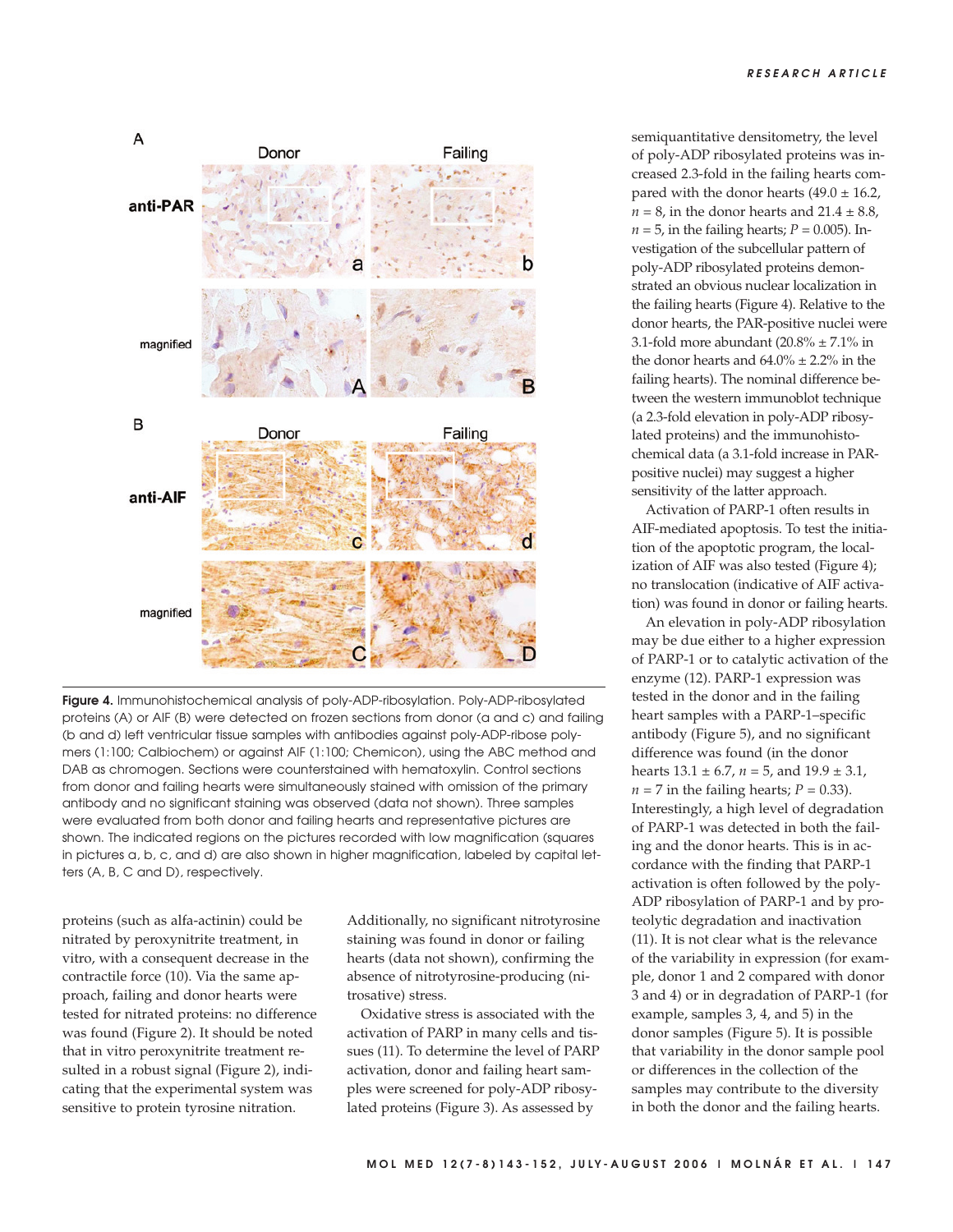Figure 4. Immunohistochemical analysis of poly-ADP-ribosylation. Poly-ADP-ribosylated proteins (A) or AIF (B) were detected on frozen sections from donor (a and c) and failing (b and d) left ventricular tissue samples with antibodies against poly-ADP-ribose polymers (1:100; Calbiochem) or against AIF (1:100; Chemicon), using the ABC method and DAB as chromogen. Sections were counterstained with hematoxylin. Control sections from donor and failing hearts were simultaneously stained with omission of the primary antibody and no significant staining was observed (data not shown). Three samples were evaluated from both donor and failing hearts and representative pictures are shown. The indicated regions on the pictures recorded with low magnification (squares in pictures a, b, c, and d) are also shown in higher magnification, labeled by capital letters (A, B, C and D), respectively.

proteins (such as alfa-actinin) could be nitrated by peroxynitrite treatment, in vitro, with a consequent decrease in the contractile force (10). Via the same approach, failing and donor hearts were tested for nitrated proteins: no difference was found (Figure 2). It should be noted that in vitro peroxynitrite treatment resulted in a robust signal (Figure 2), indicating that the experimental system was sensitive to protein tyrosine nitration. Additionally, no significant nitrotyrosine staining was found in donor or failing hearts (data not shown), confirming the absence of nitrotyrosine-producing (nitrosative) stress.

Oxidative stress is associated with the activation of PARP in many cells and tissues (11). To determine the level of PARP activation, donor and failing heart samples were screened for poly-ADP ribosylated proteins (Figure 3). As assessed by semiquantitative densitometry, the level of poly-ADP ribosylated proteins was increased 2.3-fold in the failing hearts compared with the donor hearts (49.0 ± 16.2, *n* = 8, in the donor hearts and 21.4 ± 8.8, *n* = 5, in the failing hearts; *P* = 0.005). Investigation of the subcellular pattern of poly-ADP ribosylated proteins demonstrated an obvious nuclear localization in the failing hearts (Figure 4). Relative to the donor hearts, the PAR-positive nuclei were 3.1-fold more abundant (20.8% ± 7.1% in the donor hearts and 64.0% ± 2.2% in the failing hearts). The nominal difference between the western immunoblot technique (a 2.3-fold elevation in poly-ADP ribosylated proteins) and the immunohistochemical data (a 3.1-fold increase in PAR-positive nuclei) may suggest a higher sensitivity of the latter approach.

Activation of PARP-1 often results in AIF-mediated apoptosis. To test the initiation of the apoptotic program, the localization of AIF was also tested (Figure 4); no translocation (indicative of AIF activation) was found in donor or failing hearts.

An elevation in poly-ADP ribosylation may be due either to a higher expression of PARP-1 or to catalytic activation of the enzyme (12). PARP-1 expression was tested in the donor and in the failing heart samples with a PARP-1–specific antibody (Figure 5), and no significant difference was found (in the donor hearts 13.1 ± 6.7, *n* = 5, and 19.9 ± 3.1, *n* = 7 in the failing hearts; *P* = 0.33). Interestingly, a high level of degradation of PARP-1 was detected in both the failing and the donor hearts. This is in accordance with the finding that PARP-1 activation is often followed by the poly-ADP ribosylation of PARP-1 and by proteolytic degradation and inactivation (11). It is not clear what is the relevance of the variability in expression (for example, donor 1 and 2 compared with donor 3 and 4) or in degradation of PARP-1 (for example, samples 3, 4, and 5) in the donor samples (Figure 5). It is possible that variability in the donor sample pool or differences in the collection of the samples may contribute to the diversity in both the donor and the failing hearts.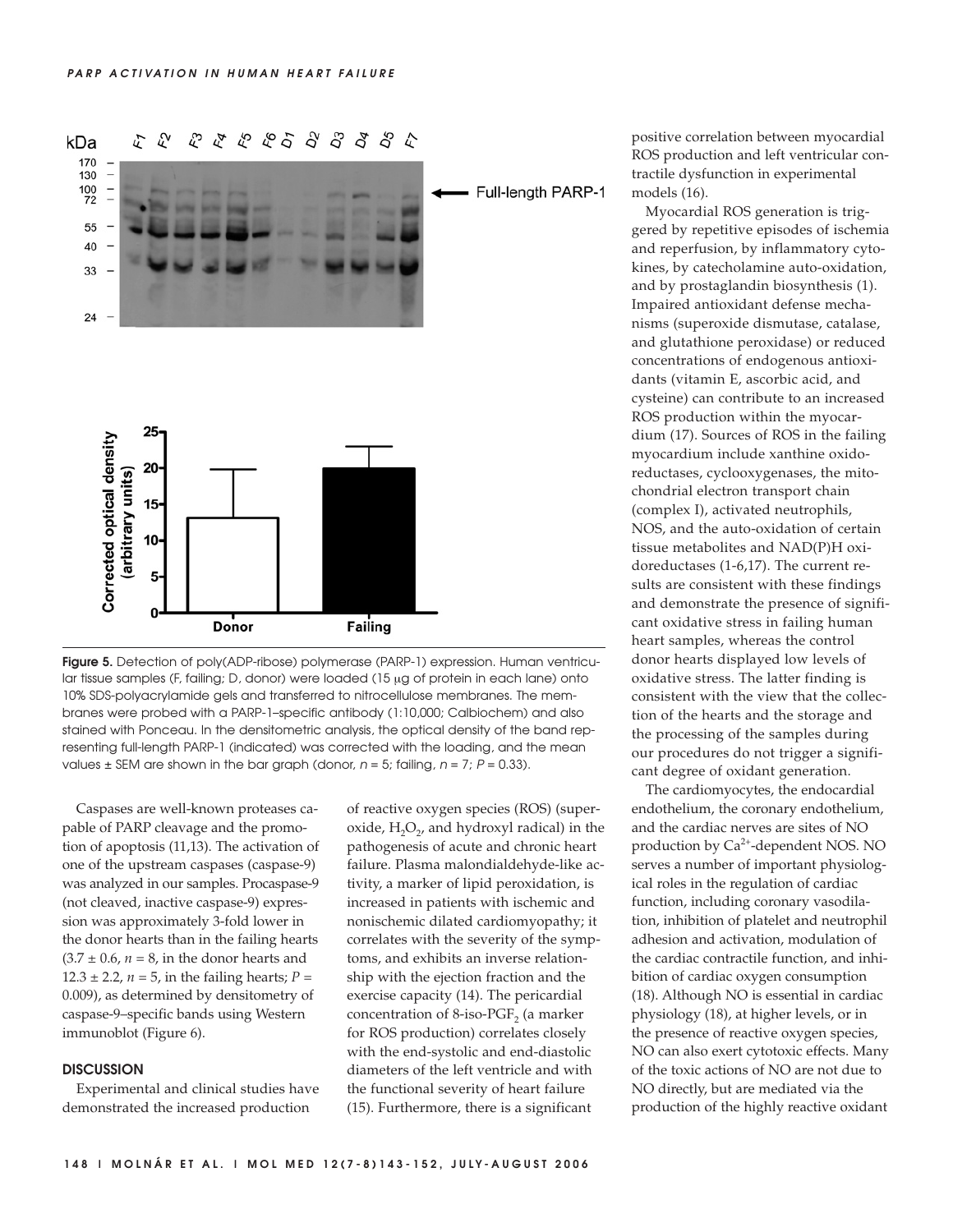Figure 5. Detection of poly(ADP-ribose) polymerase (PARP-1) expression. Human ventricular tissue samples (F, failing; D, donor) were loaded (15 μg of protein in each lane) onto 10% SDS-polyacrylamide gels and transferred to nitrocellulose membranes. The membranes were probed with a PARP-1–specific antibody (1:10,000; Calbiochem) and also stained with Ponceau. In the densitometric analysis, the optical density of the band representing full-length PARP-1 (indicated) was corrected with the loading, and the mean values ± SEM are shown in the bar graph (donor, $n = 5$; failing, $n = 7$; $P = 0.33$).

Caspases are well-known proteases capable of PARP cleavage and the promotion of apoptosis (11,13). The activation of one of the upstream caspases (caspase-9) was analyzed in our samples. Procaspase-9 (not cleaved, inactive caspase-9) expression was approximately 3-fold lower in the donor hearts than in the failing hearts ($3.7 \pm 0.6$, $n = 8$, in the donor hearts and $12.3 \pm 2.2$, $n = 5$, in the failing hearts; $P = 0.009$), as determined by densitometry of caspase-9–specific bands using Western immunoblot (Figure 6).

## DISCUSSION

Experimental and clinical studies have demonstrated the increased production of reactive oxygen species (ROS) (superoxide, $H_2O_2$, and hydroxyl radical) in the pathogenesis of acute and chronic heart failure. Plasma malondialdehyde-like activity, a marker of lipid peroxidation, is increased in patients with ischemic and nonischemic dilated cardiomyopathy; it correlates with the severity of the symptoms, and exhibits an inverse relationship with the ejection fraction and the exercise capacity (14). The pericardial concentration of 8-iso-$PGF_2$ (a marker for ROS production) correlates closely with the end-systolic and end-diastolic diameters of the left ventricle and with the functional severity of heart failure (15). Furthermore, there is a significant positive correlation between myocardial ROS production and left ventricular contractile dysfunction in experimental models (16).

Myocardial ROS generation is triggered by repetitive episodes of ischemia and reperfusion, by inflammatory cytokines, by catecholamine auto-oxidation, and by prostaglandin biosynthesis (1). Impaired antioxidant defense mechanisms (superoxide dismutase, catalase, and glutathione peroxidase) or reduced concentrations of endogenous antioxidants (vitamin E, ascorbic acid, and cysteine) can contribute to an increased ROS production within the myocardium (17). Sources of ROS in the failing myocardium include xanthine oxidoreductases, cyclooxygenases, the mitochondrial electron transport chain (complex I), activated neutrophils, NOS, and the auto-oxidation of certain tissue metabolites and NAD(P)H oxidoreductases (1-6,17). The current results are consistent with these findings and demonstrate the presence of significant oxidative stress in failing human heart samples, whereas the control donor hearts displayed low levels of oxidative stress. The latter finding is consistent with the view that the collection of the hearts and the storage and the processing of the samples during our procedures do not trigger a significant degree of oxidant generation.

The cardiomyocytes, the endocardial endothelium, the coronary endothelium, and the cardiac nerves are sites of NO production by $Ca^{2+}$-dependent NOS. NO serves a number of important physiological roles in the regulation of cardiac function, including coronary vasodilation, inhibition of platelet and neutrophil adhesion and activation, modulation of the cardiac contractile function, and inhibition of cardiac oxygen consumption (18). Although NO is essential in cardiac physiology (18), at higher levels, or in the presence of reactive oxygen species, NO can also exert cytotoxic effects. Many of the toxic actions of NO are not due to NO directly, but are mediated via the production of the highly reactive oxidant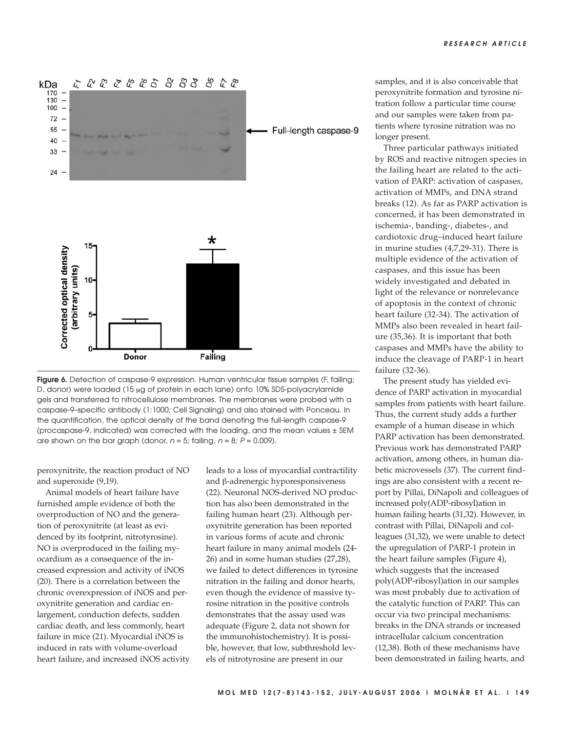Figure 6. Detection of caspase-9 expression. Human ventricular tissue samples (F, failing; D, donor) were loaded (15 μg of protein in each lane) onto 10% SDS-polyacrylamide gels and transferred to nitrocellulose membranes. The membranes were probed with a caspase-9–specific antibody (1:1000; Cell Signaling) and also stained with Ponceau. In the quantification, the optical density of the band denoting the full-length caspase-9 (procaspase-9, indicated) was corrected with the loading, and the mean values ± SEM are shown on the bar graph (donor, $n = 5$; failing, $n = 8$; $P = 0.009$).

peroxynitrite, the reaction product of NO and superoxide (9,19).

Animal models of heart failure have furnished ample evidence of both the overproduction of NO and the generation of peroxynitrite (at least as evidenced by its footprint, nitrotyrosine). NO is overproduced in the failing myocardium as a consequence of the increased expression and activity of iNOS (20). There is a correlation between the chronic overexpression of iNOS and peroxynitrite generation and cardiac enlargement, conduction defects, sudden cardiac death, and less commonly, heart failure in mice (21). Myocardial iNOS is induced in rats with volume-overload heart failure, and increased iNOS activity leads to a loss of myocardial contractility and β-adrenergic hyporesponsiveness (22). Neuronal NOS-derived NO production has also been demonstrated in the failing human heart (23). Although peroxynitrite generation has been reported in various forms of acute and chronic heart failure in many animal models (24-26) and in some human studies (27,28), we failed to detect differences in tyrosine nitration in the failing and donor hearts, even though the evidence of massive tyrosine nitration in the positive controls demonstrates that the assay used was adequate (Figure 2, data not shown for the immunohistochemistry). It is possible, however, that low, subthreshold levels of nitrotyrosine are present in our samples, and it is also conceivable that peroxynitrite formation and tyrosine nitration follow a particular time course and our samples were taken from patients where tyrosine nitration was no longer present.

Three particular pathways initiated by ROS and reactive nitrogen species in the failing heart are related to the activation of PARP: activation of caspases, activation of MMPs, and DNA strand breaks (12). As far as PARP activation is concerned, it has been demonstrated in ischemia-, banding-, diabetes-, and cardiotoxic drug–induced heart failure in murine studies (4,7,29-31). There is multiple evidence of the activation of caspases, and this issue has been widely investigated and debated in light of the relevance or nonrelevance of apoptosis in the context of chronic heart failure (32-34). The activation of MMPs also been revealed in heart failure (35,36). It is important that both caspases and MMPs have the ability to induce the cleavage of PARP-1 in heart failure (32-36).

The present study has yielded evidence of PARP activation in myocardial samples from patients with heart failure. Thus, the current study adds a further example of a human disease in which PARP activation has been demonstrated. Previous work has demonstrated PARP activation, among others, in human diabetic microvessels (37). The current findings are also consistent with a recent report by Pillai, DiNapoli and colleagues of increased poly(ADP-ribosyl)ation in human failing hearts (31,32). However, in contrast with Pillai, DiNapoli and colleagues (31,32), we were unable to detect the upregulation of PARP-1 protein in the heart failure samples (Figure 4), which suggests that the increased poly(ADP-ribosyl)ation in our samples was most probably due to activation of the catalytic function of PARP. This can occur via two principal mechanisms: breaks in the DNA strands or increased intracellular calcium concentration (12,38). Both of these mechanisms have been demonstrated in failing hearts, and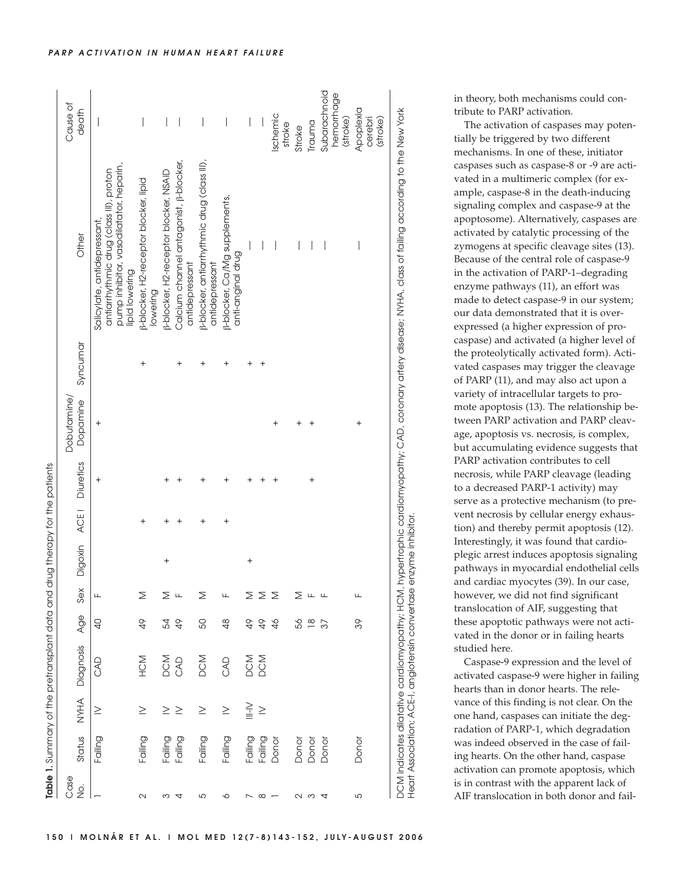**Table 1.** Summary of the pretransplant data and drug therapy for the patients

| Case No. | Status | NYHA | Diagnosis | Age | Sex | Digoxin | ACE-I | Diuretics | Dobutamine/ Dopamine | Syncumar | Other | Cause of death |
|---|---|---|---|---|---|---|---|---|---|---|---|---|
| 1 | Failing | IV | CAD | 40 | F | | | + | + | | Salicylate, antidepressant, antiarrhythmic drug (class III), proton pump inhibitor, vasodilatator, heparin, lipid lowering | — |
| 2 | Failing | IV | HCM | 49 | M | | + | | | + | β-blocker, H2-receptor blocker, lipid lowering | — |
| 3 | Failing | IV | DCM | 54 | M | + | + | + | | | β-blocker, H2-receptor blocker, NSAID | — |
| 4 | Failing | IV | CAD | 49 | F | | + | + | | + | Calcium channel antagonist, β-blocker, antidepressant | — |
| 5 | Failing | IV | DCM | 50 | M | | + | + | | + | β-blocker, antiarrhythmic drug (class III), antidepressant | — |
| 6 | Failing | IV | CAD | 48 | F | | + | + | | + | β-blocker, Ca/Mg supplements, anti-anginal drug | — |
| 7 | Failing | III–IV | DCM | 49 | M | + | | + | | + | — | — |
| 8 | Failing | IV | DCM | 49 | M | | | + | | + | — | — |
| 1 | Donor | | | 46 | M | | | + | + | | — | Ischemic stroke |
| 2 | Donor | | | 56 | M | | | | + | | — | Stroke |
| 3 | Donor | | | 18 | F | | | + | + | | — | Trauma |
| 4 | Donor | | | 37 | F | | | | | | — | Subarachnoid hemorrhage (stroke) |
| 5 | Donor | | | 39 | F | | | | + | | — | Apoplexia cerebri (stroke) |

DCM indicates dilatative cardiomyopathy; HCM, hypertrophic cardiomyopathy; CAD, coronary artery disease; NYHA, class of failing according to the New York Heart Association; ACE-I, angiotensin convertase enzyme inhibitor.

in theory, both mechanisms could contribute to PARP activation.

The activation of caspases may potentially be triggered by two different mechanisms. In one of these, initiator caspases such as caspase-8 or -9 are activated in a multimeric complex (for example, caspase-8 in the death-inducing signaling complex and caspase-9 at the apoptosome). Alternatively, caspases are activated by catalytic processing of the zymogens at specific cleavage sites (13). Because of the central role of caspase-9 in the activation of PARP-1–degrading enzyme pathways (11), an effort was made to detect caspase-9 in our system; our data demonstrated that it is overexpressed (a higher expression of procaspase) and activated (a higher level of the proteolytically activated form). Activated caspases may trigger the cleavage of PARP (11), and may also act upon a variety of intracellular targets to promote apoptosis (13). The relationship between PARP activation and PARP cleavage, apoptosis vs. necrosis, is complex, but accumulating evidence suggests that PARP activation contributes to cell necrosis, while PARP cleavage (leading to a decreased PARP-1 activity) may serve as a protective mechanism (to prevent necrosis by cellular energy exhaustion) and thereby permit apoptosis (12). Interestingly, it was found that cardioplegic arrest induces apoptosis signaling pathways in myocardial endothelial cells and cardiac myocytes (39). In our case, however, we did not find significant translocation of AIF, suggesting that these apoptotic pathways were not activated in the donor or in failing hearts studied here.

Caspase-9 expression and the level of activated caspase-9 were higher in failing hearts than in donor hearts. The relevance of this finding is not clear. On the one hand, caspases can initiate the degradation of PARP-1, which degradation was indeed observed in the case of failing hearts. On the other hand, caspase activation can promote apoptosis, which is in contrast with the apparent lack of AIF translocation in both donor and fail-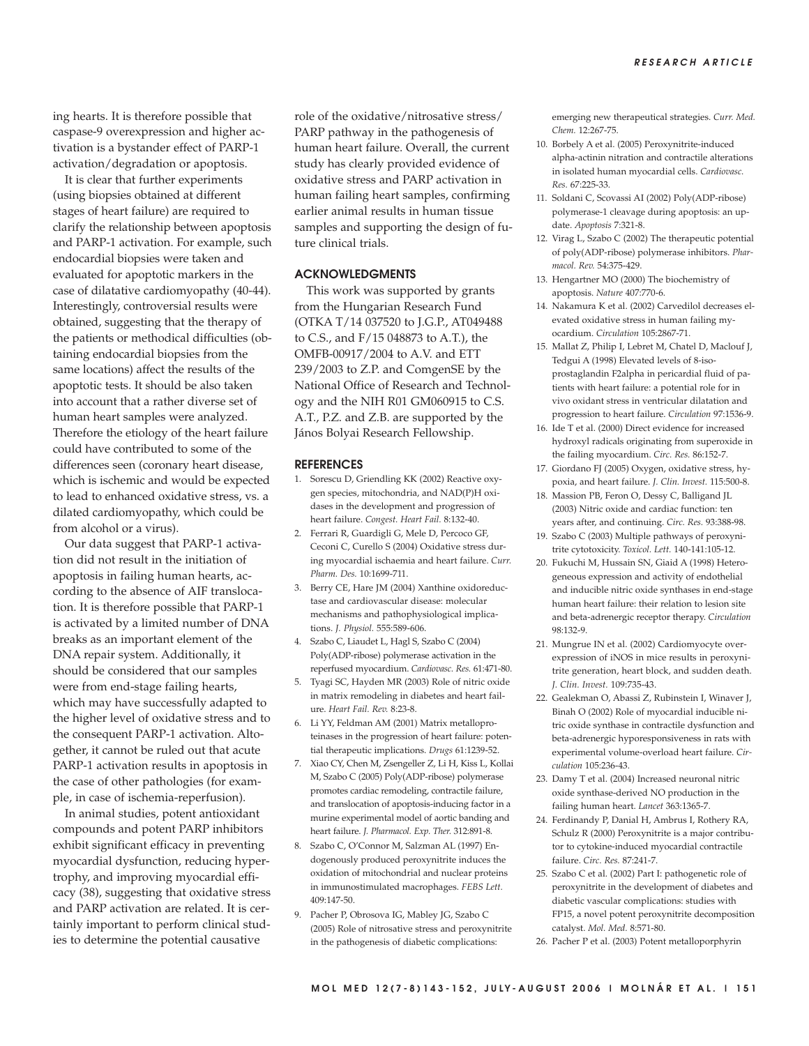ing hearts. It is therefore possible that caspase-9 overexpression and higher activation is a bystander effect of PARP-1 activation/degradation or apoptosis.

It is clear that further experiments (using biopsies obtained at different stages of heart failure) are required to clarify the relationship between apoptosis and PARP-1 activation. For example, such endocardial biopsies were taken and evaluated for apoptotic markers in the case of dilatative cardiomyopathy (40-44). Interestingly, controversial results were obtained, suggesting that the therapy of the patients or methodical difficulties (obtaining endocardial biopsies from the same locations) affect the results of the apoptotic tests. It should be also taken into account that a rather diverse set of human heart samples were analyzed. Therefore the etiology of the heart failure could have contributed to some of the differences seen (coronary heart disease, which is ischemic and would be expected to lead to enhanced oxidative stress, vs. a dilated cardiomyopathy, which could be from alcohol or a virus).

Our data suggest that PARP-1 activation did not result in the initiation of apoptosis in failing human hearts, according to the absence of AIF translocation. It is therefore possible that PARP-1 is activated by a limited number of DNA breaks as an important element of the DNA repair system. Additionally, it should be considered that our samples were from end-stage failing hearts, which may have successfully adapted to the higher level of oxidative stress and to the consequent PARP-1 activation. Altogether, it cannot be ruled out that acute PARP-1 activation results in apoptosis in the case of other pathologies (for example, in case of ischemia-reperfusion).

In animal studies, potent antioxidant compounds and potent PARP inhibitors exhibit significant efficacy in preventing myocardial dysfunction, reducing hypertrophy, and improving myocardial efficacy (38), suggesting that oxidative stress and PARP activation are related. It is certainly important to perform clinical studies to determine the potential causative role of the oxidative/nitrosative stress/PARP pathway in the pathogenesis of human heart failure. Overall, the current study has clearly provided evidence of oxidative stress and PARP activation in human failing heart samples, confirming earlier animal results in human tissue samples and supporting the design of future clinical trials.

## ACKNOWLEDGMENTS

This work was supported by grants from the Hungarian Research Fund (OTKA T/14 037520 to J.G.P., AT049488 to C.S., and F/15 048873 to A.T.), the OMFB-00917/2004 to A.V. and ETT 239/2003 to Z.P. and ComgenSE by the National Office of Research and Technology and the NIH R01 GM060915 to C.S. A.T., P.Z. and Z.B. are supported by the János Bolyai Research Fellowship.

## REFERENCES

1. Sorescu D, Griendling KK (2002) Reactive oxygen species, mitochondria, and NAD(P)H oxidases in the development and progression of heart failure. *Congest. Heart Fail.* 8:132-40.
2. Ferrari R, Guardigli G, Mele D, Percoco GF, Ceconi C, Curello S (2004) Oxidative stress during myocardial ischaemia and heart failure. *Curr. Pharm. Des.* 10:1699-711.
3. Berry CE, Hare JM (2004) Xanthine oxidoreductase and cardiovascular disease: molecular mechanisms and pathophysiological implications. *J. Physiol.* 555:589-606.
4. Szabo C, Liaudet L, Hagl S, Szabo C (2004) Poly(ADP-ribose) polymerase activation in the reperfused myocardium. *Cardiovasc. Res.* 61:471-80.
5. Tyagi SC, Hayden MR (2003) Role of nitric oxide in matrix remodeling in diabetes and heart failure. *Heart Fail. Rev.* 8:23-8.
6. Li YY, Feldman AM (2001) Matrix metalloproteinases in the progression of heart failure: potential therapeutic implications. *Drugs* 61:1239-52.
7. Xiao CY, Chen M, Zsengeller Z, Li H, Kiss L, Kollai M, Szabo C (2005) Poly(ADP-ribose) polymerase promotes cardiac remodeling, contractile failure, and translocation of apoptosis-inducing factor in a murine experimental model of aortic banding and heart failure. *J. Pharmacol. Exp. Ther.* 312:891-8.
8. Szabo C, O'Connor M, Salzman AL (1997) Endogenously produced peroxynitrite induces the oxidation of mitochondrial and nuclear proteins in immunostimulated macrophages. *FEBS Lett.* 409:147-50.
9. Pacher P, Obrosova IG, Mabley JG, Szabo C (2005) Role of nitrosative stress and peroxynitrite in the pathogenesis of diabetic complications: emerging new therapeutical strategies. *Curr. Med. Chem.* 12:267-75.
10. Borbely A et al. (2005) Peroxynitrite-induced alpha-actinin nitration and contractile alterations in isolated human myocardial cells. *Cardiovasc. Res.* 67:225-33.
11. Soldani C, Scovassi AI (2002) Poly(ADP-ribose) polymerase-1 cleavage during apoptosis: an update. *Apoptosis* 7:321-8.
12. Virag L, Szabo C (2002) The therapeutic potential of poly(ADP-ribose) polymerase inhibitors. *Pharmacol. Rev.* 54:375-429.
13. Hengartner MO (2000) The biochemistry of apoptosis. *Nature* 407:770-6.
14. Nakamura K et al. (2002) Carvedilol decreases elevated oxidative stress in human failing myocardium. *Circulation* 105:2867-71.
15. Mallat Z, Philip I, Lebret M, Chatel D, Maclouf J, Tedgui A (1998) Elevated levels of 8-iso-prostaglandin F2alpha in pericardial fluid of patients with heart failure: a potential role for in vivo oxidant stress in ventricular dilatation and progression to heart failure. *Circulation* 97:1536-9.
16. Ide T et al. (2000) Direct evidence for increased hydroxyl radicals originating from superoxide in the failing myocardium. *Circ. Res.* 86:152-7.
17. Giordano FJ (2005) Oxygen, oxidative stress, hypoxia, and heart failure. *J. Clin. Invest.* 115:500-8.
18. Massion PB, Feron O, Dessy C, Balligand JL (2003) Nitric oxide and cardiac function: ten years after, and continuing. *Circ. Res.* 93:388-98.
19. Szabo C (2003) Multiple pathways of peroxynitrite cytotoxicity. *Toxicol. Lett.* 140-141:105-12.
20. Fukuchi M, Hussain SN, Giaid A (1998) Heterogeneous expression and activity of endothelial and inducible nitric oxide synthases in end-stage human heart failure: their relation to lesion site and beta-adrenergic receptor therapy. *Circulation* 98:132-9.
21. Mungrue IN et al. (2002) Cardiomyocyte overexpression of iNOS in mice results in peroxynitrite generation, heart block, and sudden death. *J. Clin. Invest.* 109:735-43.
22. Gealekman O, Abassi Z, Rubinstein I, Winaver J, Binah O (2002) Role of myocardial inducible nitric oxide synthase in contractile dysfunction and beta-adrenergic hyporesponsiveness in rats with experimental volume-overload heart failure. *Circulation* 105:236-43.
23. Damy T et al. (2004) Increased neuronal nitric oxide synthase-derived NO production in the failing human heart. *Lancet* 363:1365-7.
24. Ferdinandy P, Danial H, Ambrus I, Rothery RA, Schulz R (2000) Peroxynitrite is a major contributor to cytokine-induced myocardial contractile failure. *Circ. Res.* 87:241-7.
25. Szabo C et al. (2002) Part I: pathogenetic role of peroxynitrite in the development of diabetes and diabetic vascular complications: studies with FP15, a novel potent peroxynitrite decomposition catalyst. *Mol. Med.* 8:571-80.
26. Pacher P et al. (2003) Potent metalloporphyrin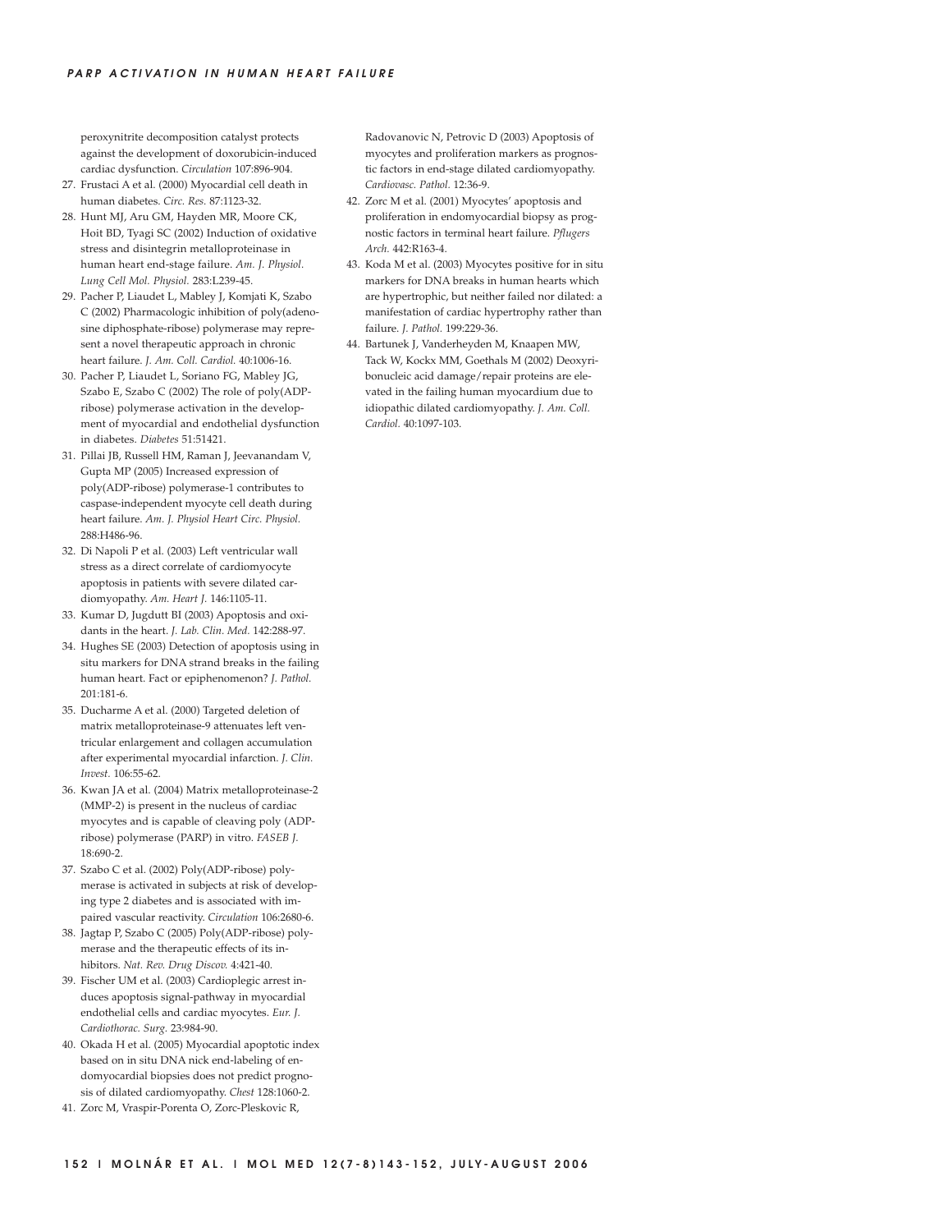peroxynitrite decomposition catalyst protects against the development of doxorubicin-induced cardiac dysfunction. *Circulation* 107:896-904.

27. Frustaci A et al. (2000) Myocardial cell death in human diabetes. *Circ. Res.* 87:1123-32.
28. Hunt MJ, Aru GM, Hayden MR, Moore CK, Hoit BD, Tyagi SC (2002) Induction of oxidative stress and disintegrin metalloproteinase in human heart end-stage failure. *Am. J. Physiol. Lung Cell Mol. Physiol.* 283:L239-45.
29. Pacher P, Liaudet L, Mabley J, Komjati K, Szabo C (2002) Pharmacologic inhibition of poly(adenosine diphosphate-ribose) polymerase may represent a novel therapeutic approach in chronic heart failure. *J. Am. Coll. Cardiol.* 40:1006-16.
30. Pacher P, Liaudet L, Soriano FG, Mabley JG, Szabo E, Szabo C (2002) The role of poly(ADP-ribose) polymerase activation in the development of myocardial and endothelial dysfunction in diabetes. *Diabetes* 51:51421.
31. Pillai JB, Russell HM, Raman J, Jeevanandam V, Gupta MP (2005) Increased expression of poly(ADP-ribose) polymerase-1 contributes to caspase-independent myocyte cell death during heart failure. *Am. J. Physiol Heart Circ. Physiol.* 288:H486-96.
32. Di Napoli P et al. (2003) Left ventricular wall stress as a direct correlate of cardiomyocyte apoptosis in patients with severe dilated cardiomyopathy. *Am. Heart J.* 146:1105-11.
33. Kumar D, Jugdutt BI (2003) Apoptosis and oxidants in the heart. *J. Lab. Clin. Med.* 142:288-97.
34. Hughes SE (2003) Detection of apoptosis using in situ markers for DNA strand breaks in the failing human heart. Fact or epiphenomenon? *J. Pathol.* 201:181-6.
35. Ducharme A et al. (2000) Targeted deletion of matrix metalloproteinase-9 attenuates left ventricular enlargement and collagen accumulation after experimental myocardial infarction. *J. Clin. Invest.* 106:55-62.
36. Kwan JA et al. (2004) Matrix metalloproteinase-2 (MMP-2) is present in the nucleus of cardiac myocytes and is capable of cleaving poly (ADP-ribose) polymerase (PARP) in vitro. *FASEB J.* 18:690-2.
37. Szabo C et al. (2002) Poly(ADP-ribose) polymerase is activated in subjects at risk of developing type 2 diabetes and is associated with impaired vascular reactivity. *Circulation* 106:2680-6.
38. Jagtap P, Szabo C (2005) Poly(ADP-ribose) polymerase and the therapeutic effects of its inhibitors. *Nat. Rev. Drug Discov.* 4:421-40.
39. Fischer UM et al. (2003) Cardioplegic arrest induces apoptosis signal-pathway in myocardial endothelial cells and cardiac myocytes. *Eur. J. Cardiothorac. Surg.* 23:984-90.
40. Okada H et al. (2005) Myocardial apoptotic index based on in situ DNA nick end-labeling of endomyocardial biopsies does not predict prognosis of dilated cardiomyopathy. *Chest* 128:1060-2.
41. Zorc M, Vraspir-Porenta O, Zorc-Pleskovic R, Radovanovic N, Petrovic D (2003) Apoptosis of myocytes and proliferation markers as prognostic factors in end-stage dilated cardiomyopathy. *Cardiovasc. Pathol.* 12:36-9.
42. Zorc M et al. (2001) Myocytes' apoptosis and proliferation in endomyocardial biopsy as prognostic factors in terminal heart failure. *Pflugers Arch.* 442:R163-4.
43. Koda M et al. (2003) Myocytes positive for in situ markers for DNA breaks in human hearts which are hypertrophic, but neither failed nor dilated: a manifestation of cardiac hypertrophy rather than failure. *J. Pathol.* 199:229-36.
44. Bartunek J, Vanderheyden M, Knaapen MW, Tack W, Kockx MM, Goethals M (2002) Deoxyribonucleic acid damage/repair proteins are elevated in the failing human myocardium due to idiopathic dilated cardiomyopathy. *J. Am. Coll. Cardiol.* 40:1097-103.